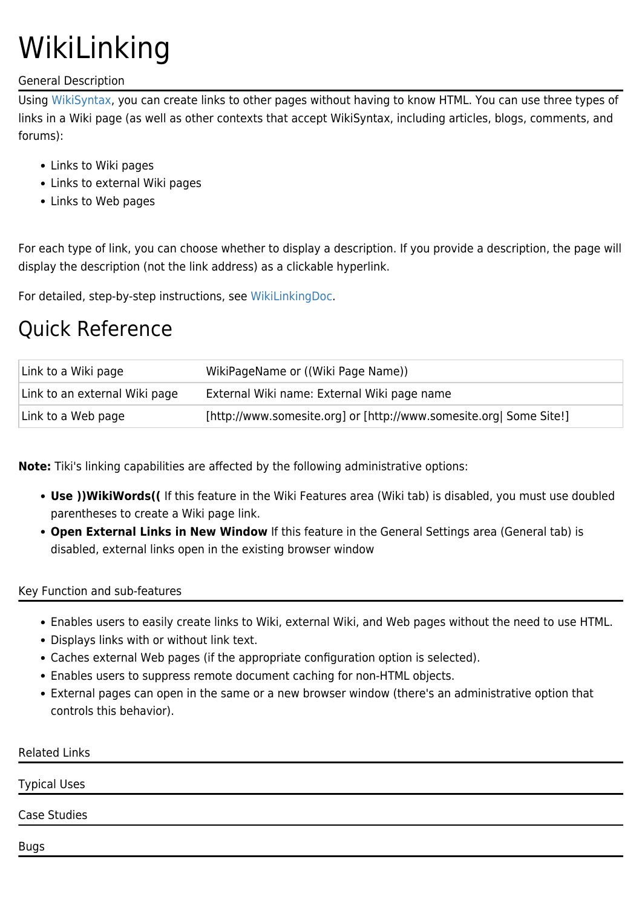# WikiLinking

General Description

Using WikiSyntax, you can create links to other pages without having to know HTML. You can use three types of links in a Wiki page (as well as other contexts that accept WikiSyntax, including articles, blogs, comments, and forums):

- Links to Wiki pages
- Links to external Wiki pages
- Links to Web pages

For each type of link, you can choose whether to display a description. If you provide a description, the page will display the description (not the link address) as a clickable hyperlink.

For detailed, step-by-step instructions, see WikiLinkingDoc.

## Quick Reference

| | |
|---|---|
| Link to a Wiki page | WikiPageName or ((Wiki Page Name)) |
| Link to an external Wiki page | External Wiki name: External Wiki page name |
| Link to a Web page | [http://www.somesite.org] or [http://www.somesite.org\| Some Site!] |

**Note:** Tiki's linking capabilities are affected by the following administrative options:

- **Use ))WikiWords((** If this feature in the Wiki Features area (Wiki tab) is disabled, you must use doubled parentheses to create a Wiki page link.
- **Open External Links in New Window** If this feature in the General Settings area (General tab) is disabled, external links open in the existing browser window

Key Function and sub-features

- Enables users to easily create links to Wiki, external Wiki, and Web pages without the need to use HTML.
- Displays links with or without link text.
- Caches external Web pages (if the appropriate configuration option is selected).
- Enables users to suppress remote document caching for non-HTML objects.
- External pages can open in the same or a new browser window (there's an administrative option that controls this behavior).

Related Links

Typical Uses

Case Studies

Bugs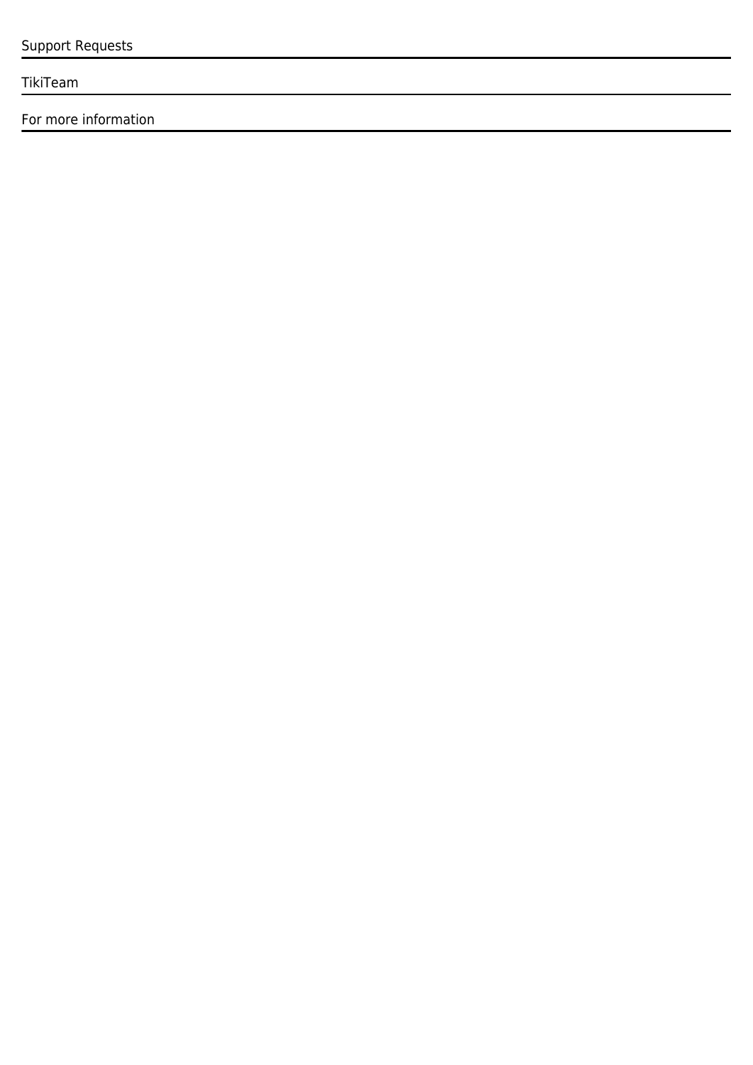Support Requests

TikiTeam

For more information